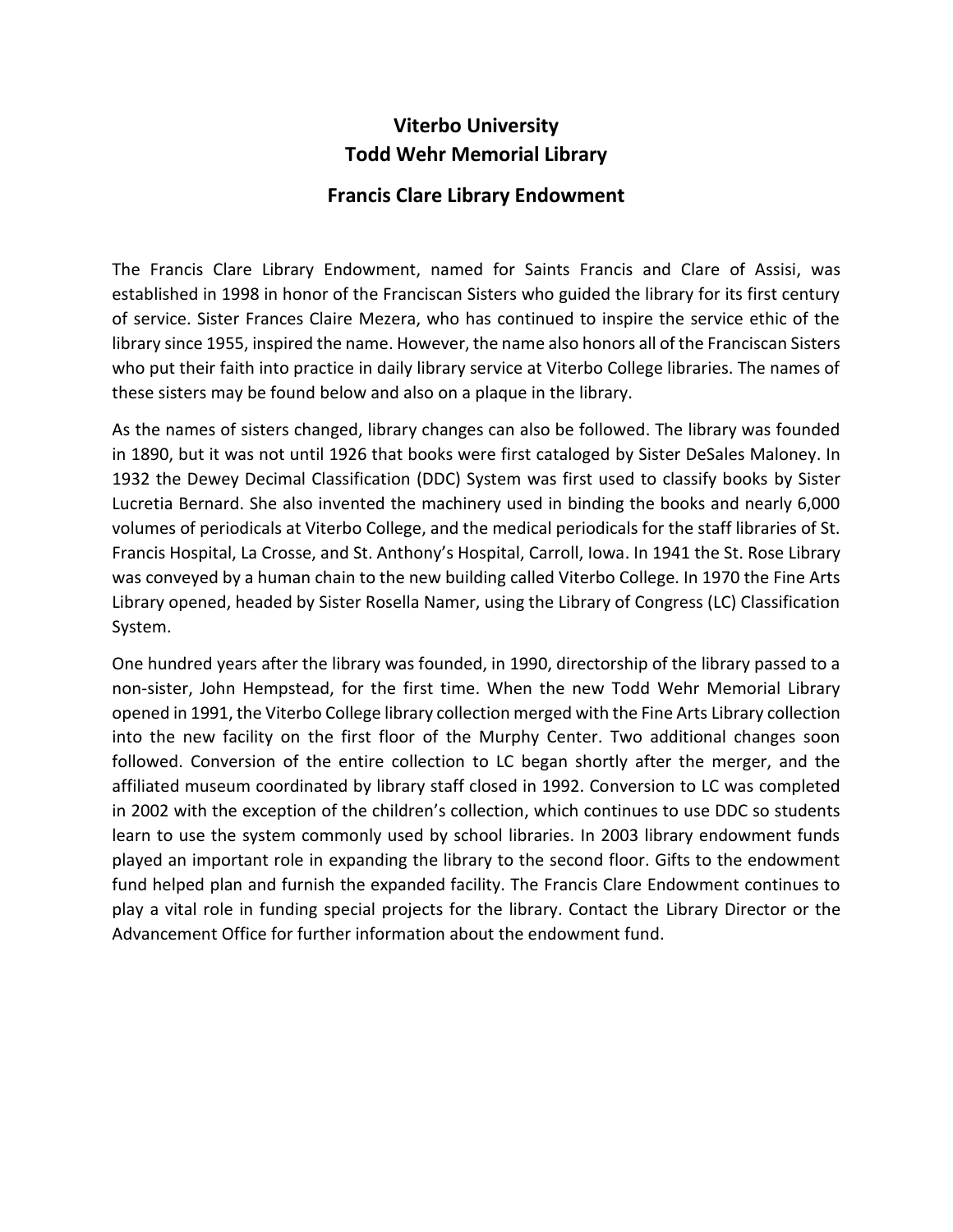# Viterbo University
# Todd Wehr Memorial Library

## Francis Clare Library Endowment

The Francis Clare Library Endowment, named for Saints Francis and Clare of Assisi, was established in 1998 in honor of the Franciscan Sisters who guided the library for its first century of service. Sister Frances Claire Mezera, who has continued to inspire the service ethic of the library since 1955, inspired the name. However, the name also honors all of the Franciscan Sisters who put their faith into practice in daily library service at Viterbo College libraries. The names of these sisters may be found below and also on a plaque in the library.

As the names of sisters changed, library changes can also be followed. The library was founded in 1890, but it was not until 1926 that books were first cataloged by Sister DeSales Maloney. In 1932 the Dewey Decimal Classification (DDC) System was first used to classify books by Sister Lucretia Bernard. She also invented the machinery used in binding the books and nearly 6,000 volumes of periodicals at Viterbo College, and the medical periodicals for the staff libraries of St. Francis Hospital, La Crosse, and St. Anthony's Hospital, Carroll, Iowa. In 1941 the St. Rose Library was conveyed by a human chain to the new building called Viterbo College. In 1970 the Fine Arts Library opened, headed by Sister Rosella Namer, using the Library of Congress (LC) Classification System.

One hundred years after the library was founded, in 1990, directorship of the library passed to a non-sister, John Hempstead, for the first time. When the new Todd Wehr Memorial Library opened in 1991, the Viterbo College library collection merged with the Fine Arts Library collection into the new facility on the first floor of the Murphy Center. Two additional changes soon followed. Conversion of the entire collection to LC began shortly after the merger, and the affiliated museum coordinated by library staff closed in 1992. Conversion to LC was completed in 2002 with the exception of the children's collection, which continues to use DDC so students learn to use the system commonly used by school libraries. In 2003 library endowment funds played an important role in expanding the library to the second floor. Gifts to the endowment fund helped plan and furnish the expanded facility. The Francis Clare Endowment continues to play a vital role in funding special projects for the library. Contact the Library Director or the Advancement Office for further information about the endowment fund.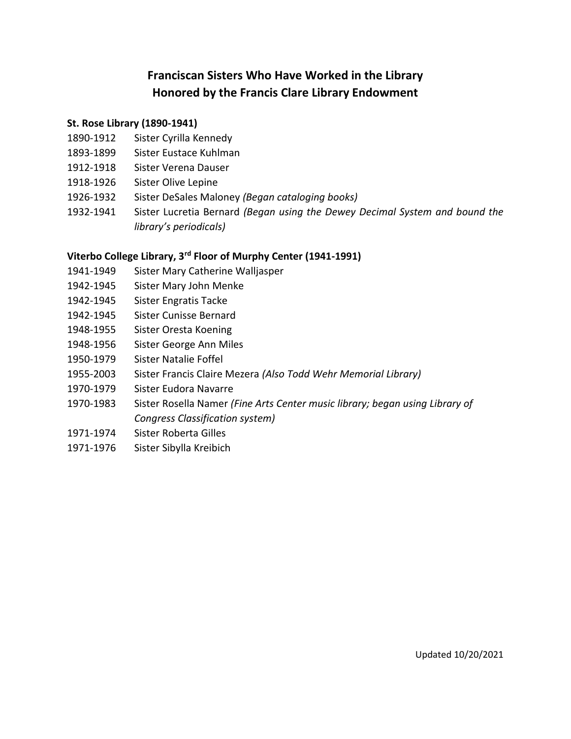# Franciscan Sisters Who Have Worked in the Library
# Honored by the Francis Clare Library Endowment

### St. Rose Library (1890-1941)

| | |
|---|---|
| 1890-1912 | Sister Cyrilla Kennedy |
| 1893-1899 | Sister Eustace Kuhlman |
| 1912-1918 | Sister Verena Dauser |
| 1918-1926 | Sister Olive Lepine |
| 1926-1932 | Sister DeSales Maloney *(Began cataloging books)* |
| 1932-1941 | Sister Lucretia Bernard *(Began using the Dewey Decimal System and bound the library's periodicals)* |

### Viterbo College Library, 3rd Floor of Murphy Center (1941-1991)

| | |
|---|---|
| 1941-1949 | Sister Mary Catherine Walljasper |
| 1942-1945 | Sister Mary John Menke |
| 1942-1945 | Sister Engratis Tacke |
| 1942-1945 | Sister Cunisse Bernard |
| 1948-1955 | Sister Oresta Koening |
| 1948-1956 | Sister George Ann Miles |
| 1950-1979 | Sister Natalie Foffel |
| 1955-2003 | Sister Francis Claire Mezera *(Also Todd Wehr Memorial Library)* |
| 1970-1979 | Sister Eudora Navarre |
| 1970-1983 | Sister Rosella Namer *(Fine Arts Center music library; began using Library of Congress Classification system)* |
| 1971-1974 | Sister Roberta Gilles |
| 1971-1976 | Sister Sibylla Kreibich |

Updated 10/20/2021